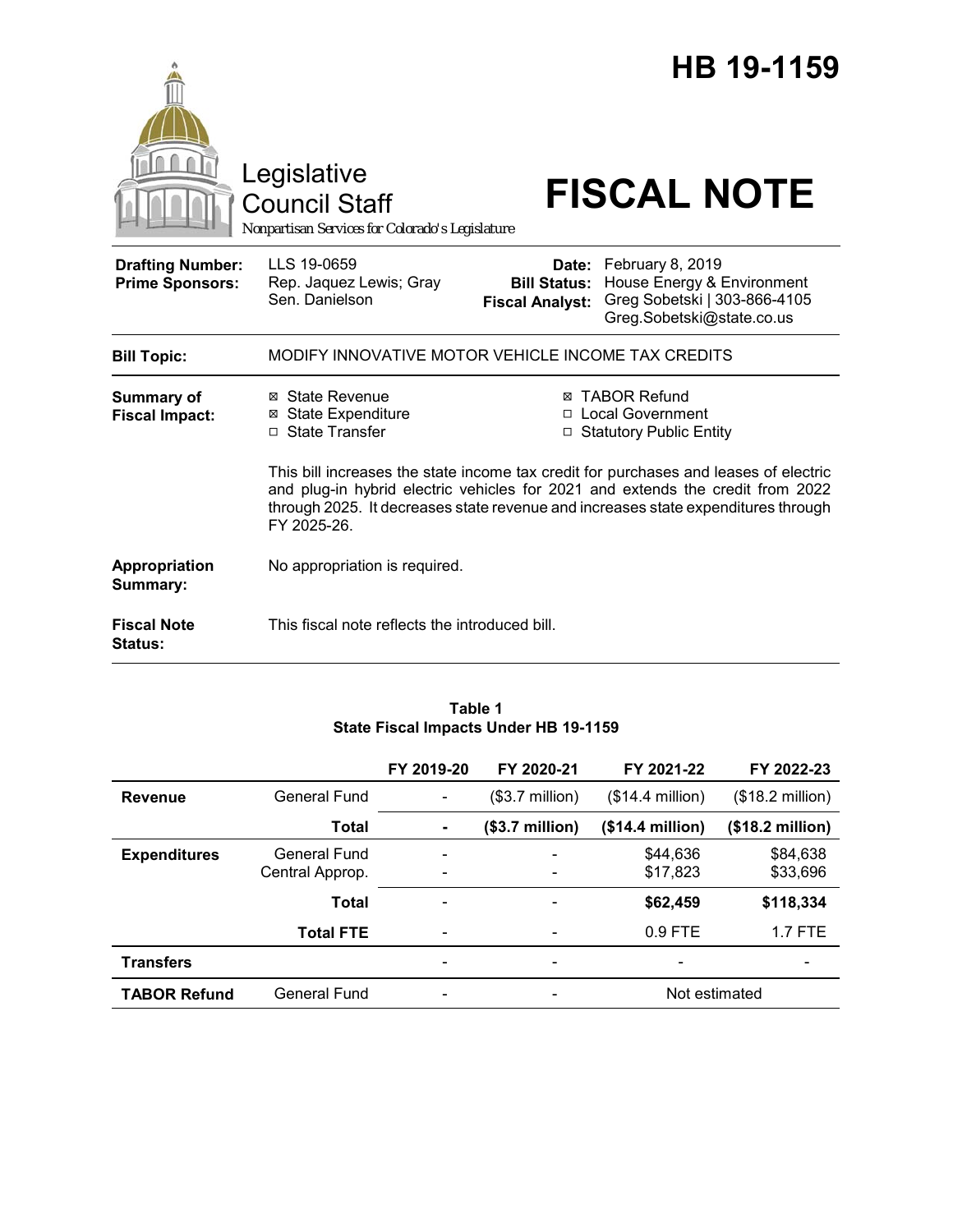# HB 19-1159

Legislative Council Staff

*Nonpartisan Services for Colorado's Legislature*

# FISCAL NOTE

| | | | |
|---|---|---|---|
| **Drafting Number:** | LLS 19-0659 | **Date:** | February 8, 2019 |
| **Prime Sponsors:** | Rep. Jaquez Lewis; Gray<br>Sen. Danielson | **Bill Status:** | House Energy & Environment |
| | | **Fiscal Analyst:** | Greg Sobetski \| 303-866-4105<br>Greg.Sobetski@state.co.us |

**Bill Topic:** MODIFY INNOVATIVE MOTOR VEHICLE INCOME TAX CREDITS

**Summary of Fiscal Impact:**

- ☒ State Revenue
- ☒ State Expenditure
- ☐ State Transfer
- ☒ TABOR Refund
- ☐ Local Government
- ☐ Statutory Public Entity

This bill increases the state income tax credit for purchases and leases of electric and plug-in hybrid electric vehicles for 2021 and extends the credit from 2022 through 2025. It decreases state revenue and increases state expenditures through FY 2025-26.

**Appropriation Summary:** No appropriation is required.

**Fiscal Note Status:** This fiscal note reflects the introduced bill.

**Table 1**
**State Fiscal Impacts Under HB 19-1159**

| | | FY 2019-20 | FY 2020-21 | FY 2021-22 | FY 2022-23 |
|---|---|---|---|---|---|
| **Revenue** | General Fund | - | ($3.7 million) | ($14.4 million) | ($18.2 million) |
| | **Total** | **-** | **($3.7 million)** | **($14.4 million)** | **($18.2 million)** |
| **Expenditures** | General Fund | - | - | $44,636 | $84,638 |
| | Central Approp. | - | - | $17,823 | $33,696 |
| | **Total** | - | - | **$62,459** | **$118,334** |
| | **Total FTE** | - | - | 0.9 FTE | 1.7 FTE |
| **Transfers** | | - | - | - | - |
| **TABOR Refund** | General Fund | - | - | Not estimated | |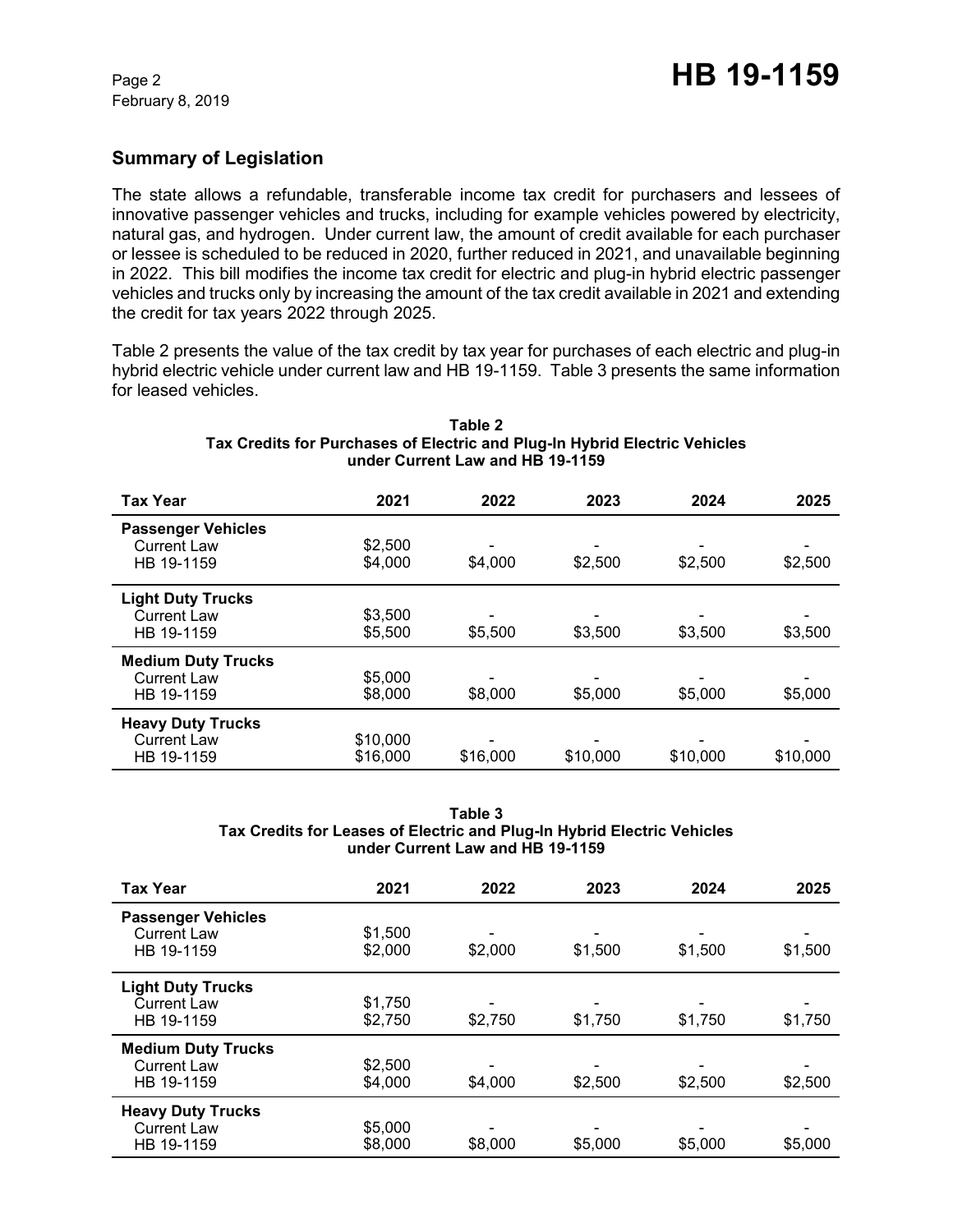## Summary of Legislation

The state allows a refundable, transferable income tax credit for purchasers and lessees of innovative passenger vehicles and trucks, including for example vehicles powered by electricity, natural gas, and hydrogen. Under current law, the amount of credit available for each purchaser or lessee is scheduled to be reduced in 2020, further reduced in 2021, and unavailable beginning in 2022. This bill modifies the income tax credit for electric and plug-in hybrid electric passenger vehicles and trucks only by increasing the amount of the tax credit available in 2021 and extending the credit for tax years 2022 through 2025.

Table 2 presents the value of the tax credit by tax year for purchases of each electric and plug-in hybrid electric vehicle under current law and HB 19-1159. Table 3 presents the same information for leased vehicles.

**Table 2**
**Tax Credits for Purchases of Electric and Plug-In Hybrid Electric Vehicles under Current Law and HB 19-1159**

| Tax Year | 2021 | 2022 | 2023 | 2024 | 2025 |
|---|---|---|---|---|---|
| **Passenger Vehicles** | | | | | |
| Current Law | $2,500 | - | - | - | - |
| HB 19-1159 | $4,000 | $4,000 | $2,500 | $2,500 | $2,500 |
| **Light Duty Trucks** | | | | | |
| Current Law | $3,500 | - | - | - | - |
| HB 19-1159 | $5,500 | $5,500 | $3,500 | $3,500 | $3,500 |
| **Medium Duty Trucks** | | | | | |
| Current Law | $5,000 | - | - | - | - |
| HB 19-1159 | $8,000 | $8,000 | $5,000 | $5,000 | $5,000 |
| **Heavy Duty Trucks** | | | | | |
| Current Law | $10,000 | - | - | - | - |
| HB 19-1159 | $16,000 | $16,000 | $10,000 | $10,000 | $10,000 |

**Table 3**
**Tax Credits for Leases of Electric and Plug-In Hybrid Electric Vehicles under Current Law and HB 19-1159**

| Tax Year | 2021 | 2022 | 2023 | 2024 | 2025 |
|---|---|---|---|---|---|
| **Passenger Vehicles** | | | | | |
| Current Law | $1,500 | - | - | - | - |
| HB 19-1159 | $2,000 | $2,000 | $1,500 | $1,500 | $1,500 |
| **Light Duty Trucks** | | | | | |
| Current Law | $1,750 | - | - | - | - |
| HB 19-1159 | $2,750 | $2,750 | $1,750 | $1,750 | $1,750 |
| **Medium Duty Trucks** | | | | | |
| Current Law | $2,500 | - | - | - | - |
| HB 19-1159 | $4,000 | $4,000 | $2,500 | $2,500 | $2,500 |
| **Heavy Duty Trucks** | | | | | |
| Current Law | $5,000 | - | - | - | - |
| HB 19-1159 | $8,000 | $8,000 | $5,000 | $5,000 | $5,000 |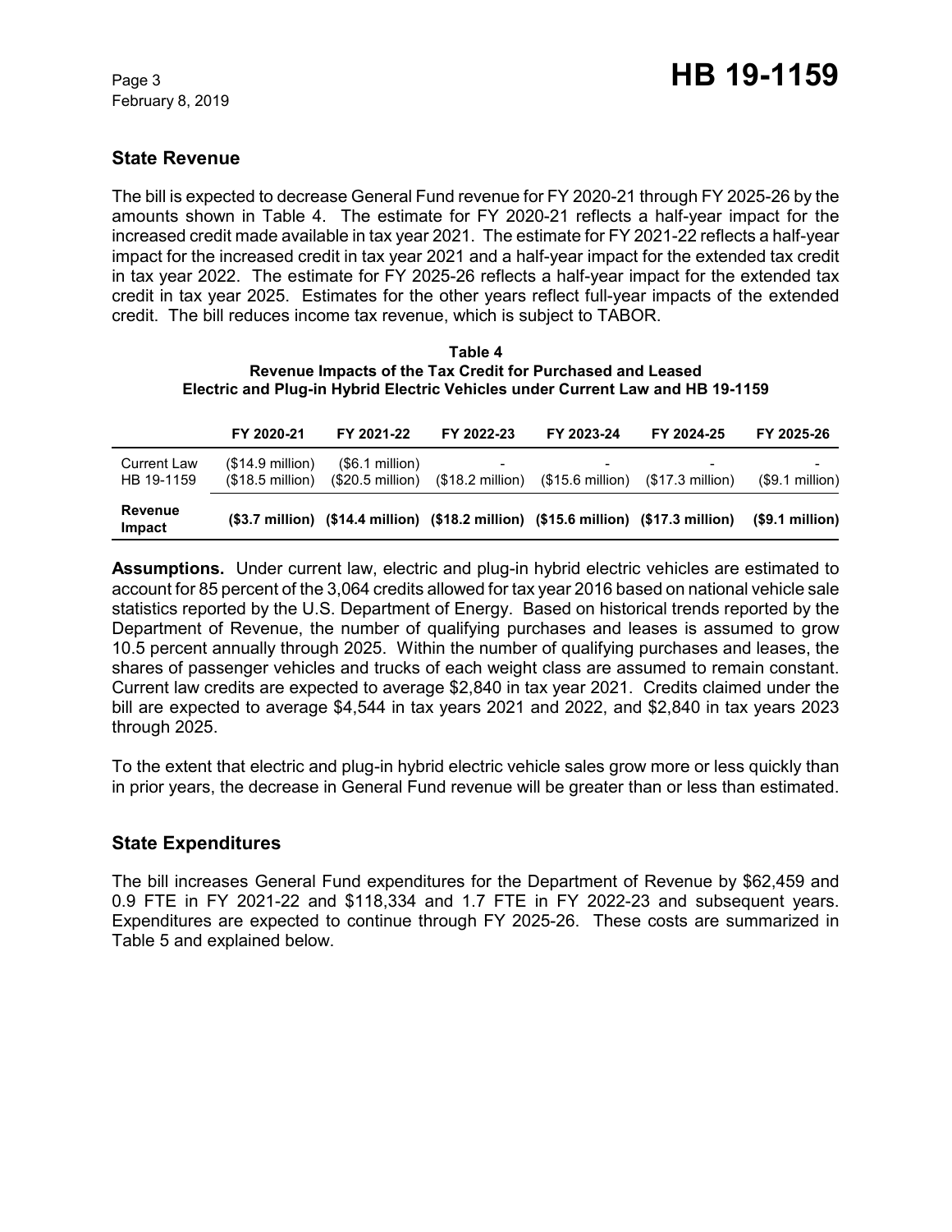## State Revenue

The bill is expected to decrease General Fund revenue for FY 2020-21 through FY 2025-26 by the amounts shown in Table 4. The estimate for FY 2020-21 reflects a half-year impact for the increased credit made available in tax year 2021. The estimate for FY 2021-22 reflects a half-year impact for the increased credit in tax year 2021 and a half-year impact for the extended tax credit in tax year 2022. The estimate for FY 2025-26 reflects a half-year impact for the extended tax credit in tax year 2025. Estimates for the other years reflect full-year impacts of the extended credit. The bill reduces income tax revenue, which is subject to TABOR.

**Table 4**
**Revenue Impacts of the Tax Credit for Purchased and Leased Electric and Plug-in Hybrid Electric Vehicles under Current Law and HB 19-1159**

| | FY 2020-21 | FY 2021-22 | FY 2022-23 | FY 2023-24 | FY 2024-25 | FY 2025-26 |
|---|---|---|---|---|---|---|
| Current Law | ($14.9 million) | ($6.1 million) | - | - | - | - |
| HB 19-1159 | ($18.5 million) | ($20.5 million) | ($18.2 million) | ($15.6 million) | ($17.3 million) | ($9.1 million) |
| **Revenue Impact** | **($3.7 million)** | **($14.4 million)** | **($18.2 million)** | **($15.6 million)** | **($17.3 million)** | **($9.1 million)** |

**Assumptions.** Under current law, electric and plug-in hybrid electric vehicles are estimated to account for 85 percent of the 3,064 credits allowed for tax year 2016 based on national vehicle sale statistics reported by the U.S. Department of Energy. Based on historical trends reported by the Department of Revenue, the number of qualifying purchases and leases is assumed to grow 10.5 percent annually through 2025. Within the number of qualifying purchases and leases, the shares of passenger vehicles and trucks of each weight class are assumed to remain constant. Current law credits are expected to average $2,840 in tax year 2021. Credits claimed under the bill are expected to average $4,544 in tax years 2021 and 2022, and $2,840 in tax years 2023 through 2025.

To the extent that electric and plug-in hybrid electric vehicle sales grow more or less quickly than in prior years, the decrease in General Fund revenue will be greater than or less than estimated.

## State Expenditures

The bill increases General Fund expenditures for the Department of Revenue by $62,459 and 0.9 FTE in FY 2021-22 and $118,334 and 1.7 FTE in FY 2022-23 and subsequent years. Expenditures are expected to continue through FY 2025-26. These costs are summarized in Table 5 and explained below.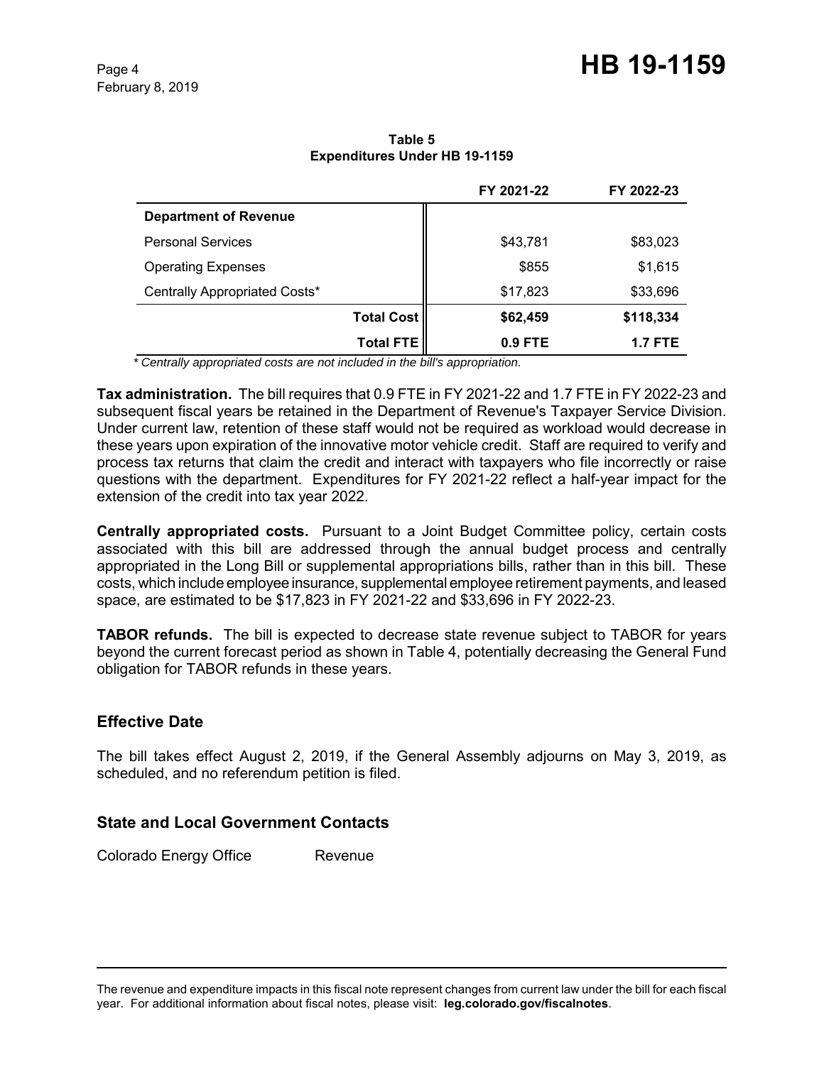**Table 5**
**Expenditures Under HB 19-1159**

| | FY 2021-22 | FY 2022-23 |
|---|---|---|
| **Department of Revenue** | | |
| Personal Services | $43,781 | $83,023 |
| Operating Expenses | $855 | $1,615 |
| Centrally Appropriated Costs* | $17,823 | $33,696 |
| **Total Cost** | **$62,459** | **$118,334** |
| **Total FTE** | **0.9 FTE** | **1.7 FTE** |

*\* Centrally appropriated costs are not included in the bill's appropriation.*

**Tax administration.** The bill requires that 0.9 FTE in FY 2021-22 and 1.7 FTE in FY 2022-23 and subsequent fiscal years be retained in the Department of Revenue's Taxpayer Service Division. Under current law, retention of these staff would not be required as workload would decrease in these years upon expiration of the innovative motor vehicle credit. Staff are required to verify and process tax returns that claim the credit and interact with taxpayers who file incorrectly or raise questions with the department. Expenditures for FY 2021-22 reflect a half-year impact for the extension of the credit into tax year 2022.

**Centrally appropriated costs.** Pursuant to a Joint Budget Committee policy, certain costs associated with this bill are addressed through the annual budget process and centrally appropriated in the Long Bill or supplemental appropriations bills, rather than in this bill. These costs, which include employee insurance, supplemental employee retirement payments, and leased space, are estimated to be $17,823 in FY 2021-22 and $33,696 in FY 2022-23.

**TABOR refunds.** The bill is expected to decrease state revenue subject to TABOR for years beyond the current forecast period as shown in Table 4, potentially decreasing the General Fund obligation for TABOR refunds in these years.

## Effective Date

The bill takes effect August 2, 2019, if the General Assembly adjourns on May 3, 2019, as scheduled, and no referendum petition is filed.

## State and Local Government Contacts

Colorado Energy Office    Revenue

The revenue and expenditure impacts in this fiscal note represent changes from current law under the bill for each fiscal year. For additional information about fiscal notes, please visit: **leg.colorado.gov/fiscalnotes**.